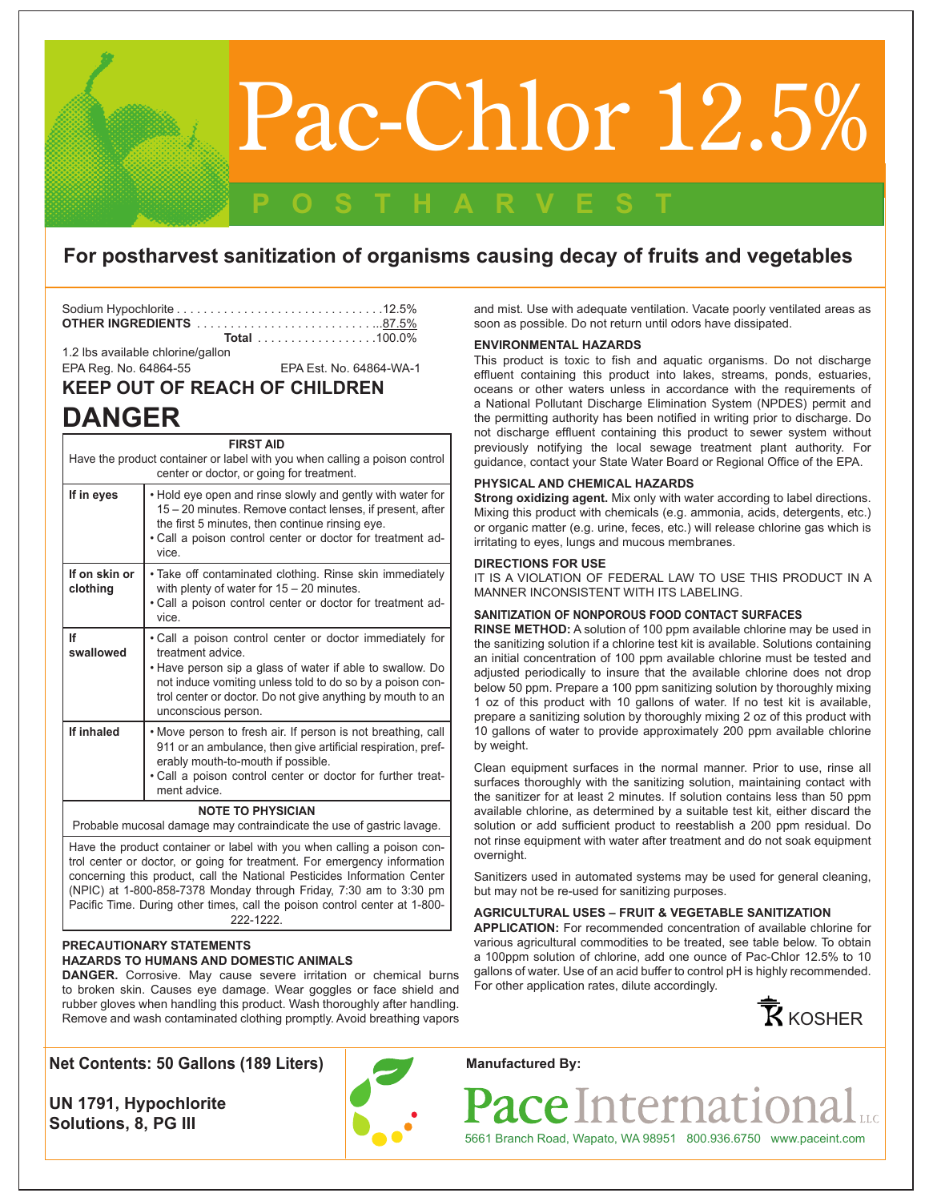# Pac-Chlor 12.5%

## POSTHARVEST

### For postharvest sanitization of organisms causing decay of fruits and vegetables

Sodium Hypochlorite . . . . . . . . . . . . . . . . . . . . . . . . . . . . . . .12.5%
**OTHER INGREDIENTS** . . . . . . . . . . . . . . . . . . . . . . . . . . . ..87.5%
**Total** . . . . . . . . . . . . . . . . . .100.0%

1.2 lbs available chlorine/gallon

EPA Reg. No. 64864-55 EPA Est. No. 64864-WA-1

## KEEP OUT OF REACH OF CHILDREN

# DANGER

**FIRST AID**

Have the product container or label with you when calling a poison control center or doctor, or going for treatment.

| | |
|---|---|
| **If in eyes** | • Hold eye open and rinse slowly and gently with water for 15 – 20 minutes. Remove contact lenses, if present, after the first 5 minutes, then continue rinsing eye.<br>• Call a poison control center or doctor for treatment advice. |
| **If on skin or clothing** | • Take off contaminated clothing. Rinse skin immediately with plenty of water for 15 – 20 minutes.<br>• Call a poison control center or doctor for treatment advice. |
| **If swallowed** | • Call a poison control center or doctor immediately for treatment advice.<br>• Have person sip a glass of water if able to swallow. Do not induce vomiting unless told to do so by a poison control center or doctor. Do not give anything by mouth to an unconscious person. |
| **If inhaled** | • Move person to fresh air. If person is not breathing, call 911 or an ambulance, then give artificial respiration, preferably mouth-to-mouth if possible.<br>• Call a poison control center or doctor for further treatment advice. |

**NOTE TO PHYSICIAN**

Probable mucosal damage may contraindicate the use of gastric lavage.

Have the product container or label with you when calling a poison control center or doctor, or going for treatment. For emergency information concerning this product, call the National Pesticides Information Center (NPIC) at 1-800-858-7378 Monday through Friday, 7:30 am to 3:30 pm Pacific Time. During other times, call the poison control center at 1-800-222-1222.

### PRECAUTIONARY STATEMENTS

### HAZARDS TO HUMANS AND DOMESTIC ANIMALS

**DANGER.** Corrosive. May cause severe irritation or chemical burns to broken skin. Causes eye damage. Wear goggles or face shield and rubber gloves when handling this product. Wash thoroughly after handling. Remove and wash contaminated clothing promptly. Avoid breathing vapors and mist. Use with adequate ventilation. Vacate poorly ventilated areas as soon as possible. Do not return until odors have dissipated.

### ENVIRONMENTAL HAZARDS

This product is toxic to fish and aquatic organisms. Do not discharge effluent containing this product into lakes, streams, ponds, estuaries, oceans or other waters unless in accordance with the requirements of a National Pollutant Discharge Elimination System (NPDES) permit and the permitting authority has been notified in writing prior to discharge. Do not discharge effluent containing this product to sewer system without previously notifying the local sewage treatment plant authority. For guidance, contact your State Water Board or Regional Office of the EPA.

### PHYSICAL AND CHEMICAL HAZARDS

**Strong oxidizing agent.** Mix only with water according to label directions. Mixing this product with chemicals (e.g. ammonia, acids, detergents, etc.) or organic matter (e.g. urine, feces, etc.) will release chlorine gas which is irritating to eyes, lungs and mucous membranes.

### DIRECTIONS FOR USE

IT IS A VIOLATION OF FEDERAL LAW TO USE THIS PRODUCT IN A MANNER INCONSISTENT WITH ITS LABELING.

### SANITIZATION OF NONPOROUS FOOD CONTACT SURFACES

**RINSE METHOD:** A solution of 100 ppm available chlorine may be used in the sanitizing solution if a chlorine test kit is available. Solutions containing an initial concentration of 100 ppm available chlorine must be tested and adjusted periodically to insure that the available chlorine does not drop below 50 ppm. Prepare a 100 ppm sanitizing solution by thoroughly mixing 1 oz of this product with 10 gallons of water. If no test kit is available, prepare a sanitizing solution by thoroughly mixing 2 oz of this product with 10 gallons of water to provide approximately 200 ppm available chlorine by weight.

Clean equipment surfaces in the normal manner. Prior to use, rinse all surfaces thoroughly with the sanitizing solution, maintaining contact with the sanitizer for at least 2 minutes. If solution contains less than 50 ppm available chlorine, as determined by a suitable test kit, either discard the solution or add sufficient product to reestablish a 200 ppm residual. Do not rinse equipment with water after treatment and do not soak equipment overnight.

Sanitizers used in automated systems may be used for general cleaning, but may not be re-used for sanitizing purposes.

### AGRICULTURAL USES – FRUIT & VEGETABLE SANITIZATION

**APPLICATION:** For recommended concentration of available chlorine for various agricultural commodities to be treated, see table below. To obtain a 100ppm solution of chlorine, add one ounce of Pac-Chlor 12.5% to 10 gallons of water. Use of an acid buffer to control pH is highly recommended. For other application rates, dilute accordingly.

K KOSHER

**Net Contents: 50 Gallons (189 Liters)**

**UN 1791, Hypochlorite Solutions, 8, PG III**

**Manufactured By:**

Pace International LLC

5661 Branch Road, Wapato, WA 98951 800.936.6750 www.paceint.com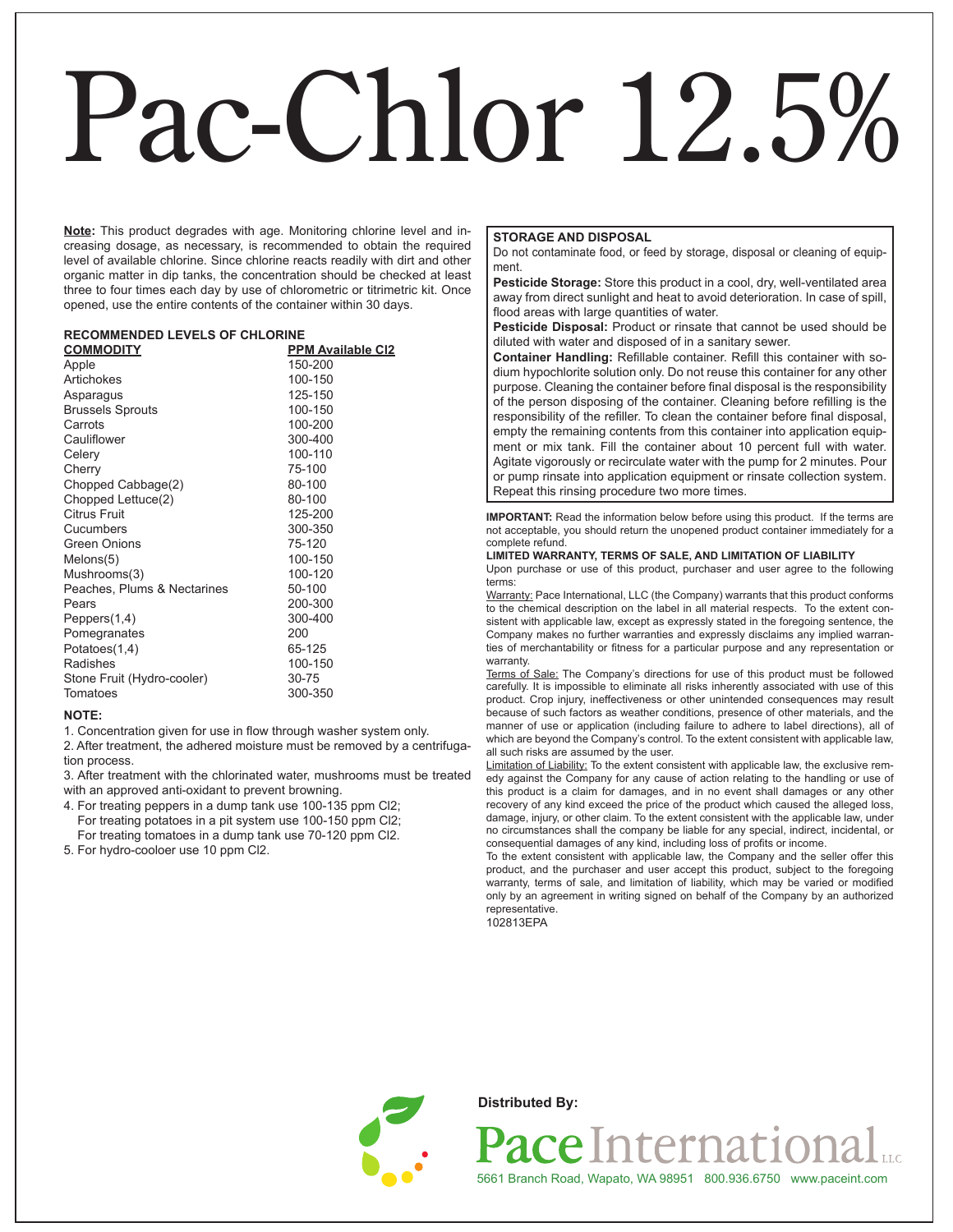# Pac-Chlor 12.5%

**Note:** This product degrades with age. Monitoring chlorine level and increasing dosage, as necessary, is recommended to obtain the required level of available chlorine. Since chlorine reacts readily with dirt and other organic matter in dip tanks, the concentration should be checked at least three to four times each day by use of chlorometric or titrimetric kit. Once opened, use the entire contents of the container within 30 days.

**RECOMMENDED LEVELS OF CHLORINE**

| COMMODITY | PPM Available Cl2 |
|---|---|
| Apple | 150-200 |
| Artichokes | 100-150 |
| Asparagus | 125-150 |
| Brussels Sprouts | 100-150 |
| Carrots | 100-200 |
| Cauliflower | 300-400 |
| Celery | 100-110 |
| Cherry | 75-100 |
| Chopped Cabbage(2) | 80-100 |
| Chopped Lettuce(2) | 80-100 |
| Citrus Fruit | 125-200 |
| Cucumbers | 300-350 |
| Green Onions | 75-120 |
| Melons(5) | 100-150 |
| Mushrooms(3) | 100-120 |
| Peaches, Plums & Nectarines | 50-100 |
| Pears | 200-300 |
| Peppers(1,4) | 300-400 |
| Pomegranates | 200 |
| Potatoes(1,4) | 65-125 |
| Radishes | 100-150 |
| Stone Fruit (Hydro-cooler) | 30-75 |
| Tomatoes | 300-350 |

**NOTE:**

1. Concentration given for use in flow through washer system only.
2. After treatment, the adhered moisture must be removed by a centrifugation process.
3. After treatment with the chlorinated water, mushrooms must be treated with an approved anti-oxidant to prevent browning.
4. For treating peppers in a dump tank use 100-135 ppm Cl2; For treating potatoes in a pit system use 100-150 ppm Cl2; For treating tomatoes in a dump tank use 70-120 ppm Cl2.
5. For hydro-coolоer use 10 ppm Cl2.

**STORAGE AND DISPOSAL**

Do not contaminate food, or feed by storage, disposal or cleaning of equipment.

**Pesticide Storage:** Store this product in a cool, dry, well-ventilated area away from direct sunlight and heat to avoid deterioration. In case of spill, flood areas with large quantities of water.

**Pesticide Disposal:** Product or rinsate that cannot be used should be diluted with water and disposed of in a sanitary sewer.

**Container Handling:** Refillable container. Refill this container with sodium hypochlorite solution only. Do not reuse this container for any other purpose. Cleaning the container before final disposal is the responsibility of the person disposing of the container. Cleaning before refilling is the responsibility of the refiller. To clean the container before final disposal, empty the remaining contents from this container into application equipment or mix tank. Fill the container about 10 percent full with water. Agitate vigorously or recirculate water with the pump for 2 minutes. Pour or pump rinsate into application equipment or rinsate collection system. Repeat this rinsing procedure two more times.

**IMPORTANT:** Read the information below before using this product. If the terms are not acceptable, you should return the unopened product container immediately for a complete refund.

**LIMITED WARRANTY, TERMS OF SALE, AND LIMITATION OF LIABILITY**

Upon purchase or use of this product, purchaser and user agree to the following terms:

Warranty: Pace International, LLC (the Company) warrants that this product conforms to the chemical description on the label in all material respects. To the extent consistent with applicable law, except as expressly stated in the foregoing sentence, the Company makes no further warranties and expressly disclaims any implied warranties of merchantability or fitness for a particular purpose and any representation or warranty.

Terms of Sale: The Company's directions for use of this product must be followed carefully. It is impossible to eliminate all risks inherently associated with use of this product. Crop injury, ineffectiveness or other unintended consequences may result because of such factors as weather conditions, presence of other materials, and the manner of use or application (including failure to adhere to label directions), all of which are beyond the Company's control. To the extent consistent with applicable law, all such risks are assumed by the user.

Limitation of Liability: To the extent consistent with applicable law, the exclusive remedy against the Company for any cause of action relating to the handling or use of this product is a claim for damages, and in no event shall damages or any other recovery of any kind exceed the price of the product which caused the alleged loss, damage, injury, or other claim. To the extent consistent with the applicable law, under no circumstances shall the company be liable for any special, indirect, incidental, or consequential damages of any kind, including loss of profits or income.

To the extent consistent with applicable law, the Company and the seller offer this product, and the purchaser and user accept this product, subject to the foregoing warranty, terms of sale, and limitation of liability, which may be varied or modified only by an agreement in writing signed on behalf of the Company by an authorized representative.

102813EPA

**Distributed By:**

Pace International LLC

5661 Branch Road, Wapato, WA 98951 800.936.6750 www.paceint.com